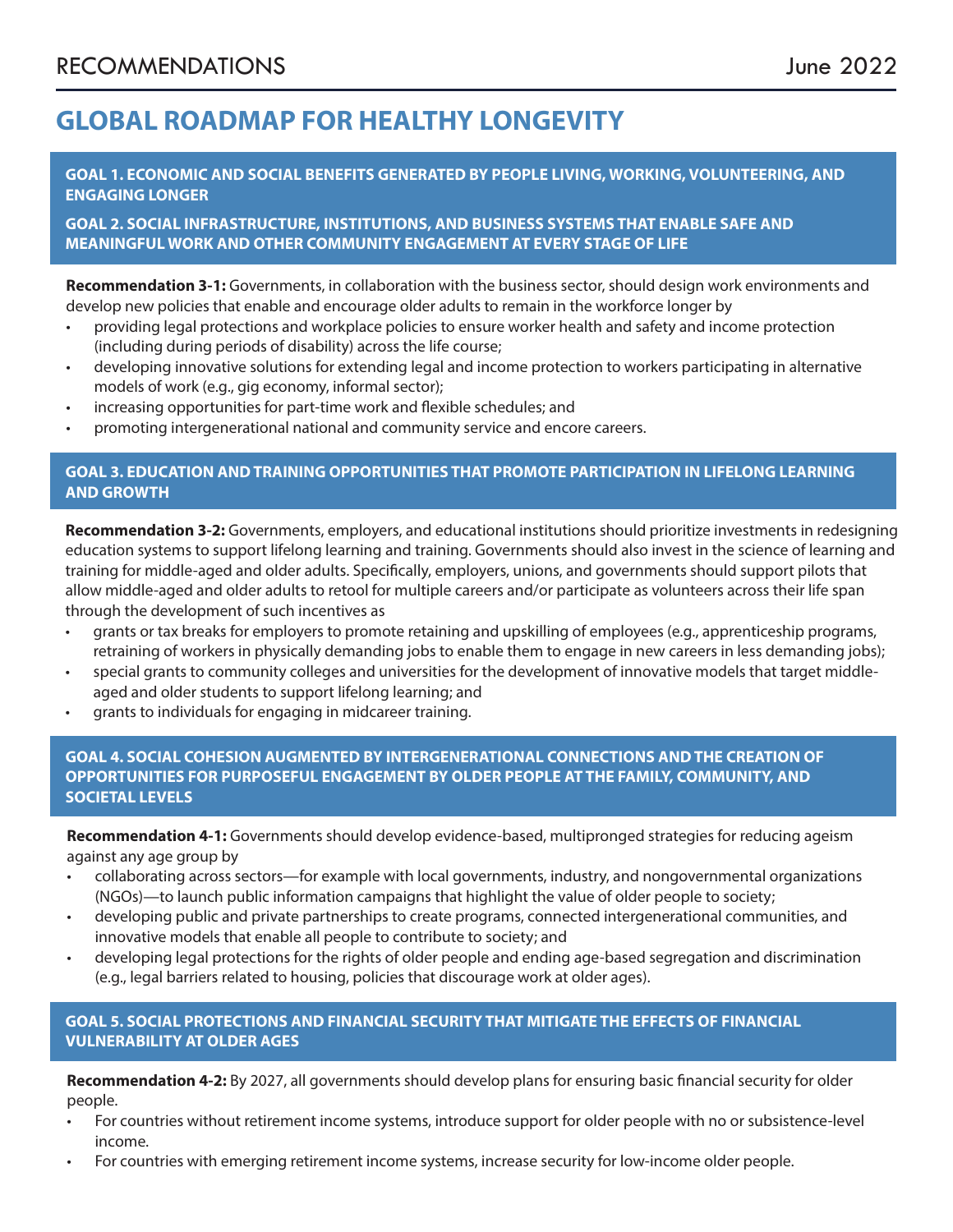RECOMMENDATIONS June 2022

# GLOBAL ROADMAP FOR HEALTHY LONGEVITY

## GOAL 1. ECONOMIC AND SOCIAL BENEFITS GENERATED BY PEOPLE LIVING, WORKING, VOLUNTEERING, AND ENGAGING LONGER

## GOAL 2. SOCIAL INFRASTRUCTURE, INSTITUTIONS, AND BUSINESS SYSTEMS THAT ENABLE SAFE AND MEANINGFUL WORK AND OTHER COMMUNITY ENGAGEMENT AT EVERY STAGE OF LIFE

**Recommendation 3-1:** Governments, in collaboration with the business sector, should design work environments and develop new policies that enable and encourage older adults to remain in the workforce longer by

- providing legal protections and workplace policies to ensure worker health and safety and income protection (including during periods of disability) across the life course;
- developing innovative solutions for extending legal and income protection to workers participating in alternative models of work (e.g., gig economy, informal sector);
- increasing opportunities for part-time work and flexible schedules; and
- promoting intergenerational national and community service and encore careers.

## GOAL 3. EDUCATION AND TRAINING OPPORTUNITIES THAT PROMOTE PARTICIPATION IN LIFELONG LEARNING AND GROWTH

**Recommendation 3-2:** Governments, employers, and educational institutions should prioritize investments in redesigning education systems to support lifelong learning and training. Governments should also invest in the science of learning and training for middle-aged and older adults. Specifically, employers, unions, and governments should support pilots that allow middle-aged and older adults to retool for multiple careers and/or participate as volunteers across their life span through the development of such incentives as

- grants or tax breaks for employers to promote retaining and upskilling of employees (e.g., apprenticeship programs, retraining of workers in physically demanding jobs to enable them to engage in new careers in less demanding jobs);
- special grants to community colleges and universities for the development of innovative models that target middle-aged and older students to support lifelong learning; and
- grants to individuals for engaging in midcareer training.

## GOAL 4. SOCIAL COHESION AUGMENTED BY INTERGENERATIONAL CONNECTIONS AND THE CREATION OF OPPORTUNITIES FOR PURPOSEFUL ENGAGEMENT BY OLDER PEOPLE AT THE FAMILY, COMMUNITY, AND SOCIETAL LEVELS

**Recommendation 4-1:** Governments should develop evidence-based, multipronged strategies for reducing ageism against any age group by

- collaborating across sectors—for example with local governments, industry, and nongovernmental organizations (NGOs)—to launch public information campaigns that highlight the value of older people to society;
- developing public and private partnerships to create programs, connected intergenerational communities, and innovative models that enable all people to contribute to society; and
- developing legal protections for the rights of older people and ending age-based segregation and discrimination (e.g., legal barriers related to housing, policies that discourage work at older ages).

## GOAL 5. SOCIAL PROTECTIONS AND FINANCIAL SECURITY THAT MITIGATE THE EFFECTS OF FINANCIAL VULNERABILITY AT OLDER AGES

**Recommendation 4-2:** By 2027, all governments should develop plans for ensuring basic financial security for older people.

- For countries without retirement income systems, introduce support for older people with no or subsistence-level income.
- For countries with emerging retirement income systems, increase security for low-income older people.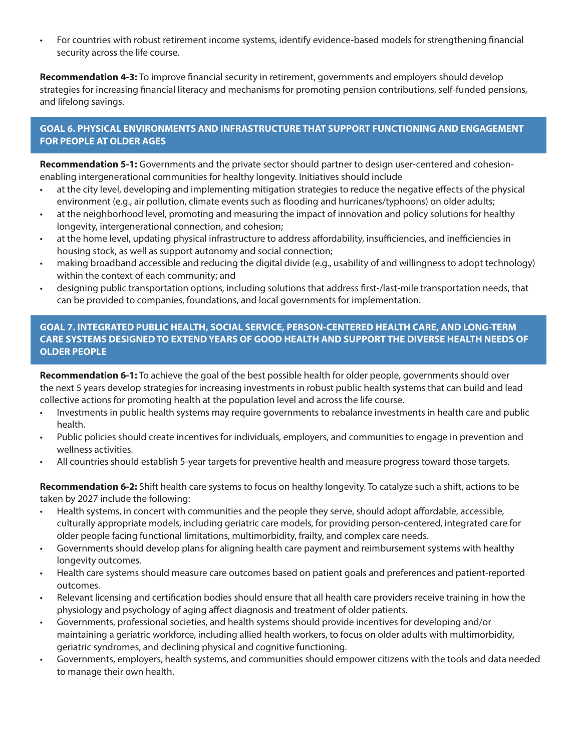- For countries with robust retirement income systems, identify evidence-based models for strengthening financial security across the life course.

**Recommendation 4-3:** To improve financial security in retirement, governments and employers should develop strategies for increasing financial literacy and mechanisms for promoting pension contributions, self-funded pensions, and lifelong savings.

## GOAL 6. PHYSICAL ENVIRONMENTS AND INFRASTRUCTURE THAT SUPPORT FUNCTIONING AND ENGAGEMENT FOR PEOPLE AT OLDER AGES

**Recommendation 5-1:** Governments and the private sector should partner to design user-centered and cohesion-enabling intergenerational communities for healthy longevity. Initiatives should include

- at the city level, developing and implementing mitigation strategies to reduce the negative effects of the physical environment (e.g., air pollution, climate events such as flooding and hurricanes/typhoons) on older adults;
- at the neighborhood level, promoting and measuring the impact of innovation and policy solutions for healthy longevity, intergenerational connection, and cohesion;
- at the home level, updating physical infrastructure to address affordability, insufficiencies, and inefficiencies in housing stock, as well as support autonomy and social connection;
- making broadband accessible and reducing the digital divide (e.g., usability of and willingness to adopt technology) within the context of each community; and
- designing public transportation options, including solutions that address first-/last-mile transportation needs, that can be provided to companies, foundations, and local governments for implementation.

## GOAL 7. INTEGRATED PUBLIC HEALTH, SOCIAL SERVICE, PERSON-CENTERED HEALTH CARE, AND LONG-TERM CARE SYSTEMS DESIGNED TO EXTEND YEARS OF GOOD HEALTH AND SUPPORT THE DIVERSE HEALTH NEEDS OF OLDER PEOPLE

**Recommendation 6-1:** To achieve the goal of the best possible health for older people, governments should over the next 5 years develop strategies for increasing investments in robust public health systems that can build and lead collective actions for promoting health at the population level and across the life course.

- Investments in public health systems may require governments to rebalance investments in health care and public health.
- Public policies should create incentives for individuals, employers, and communities to engage in prevention and wellness activities.
- All countries should establish 5-year targets for preventive health and measure progress toward those targets.

**Recommendation 6-2:** Shift health care systems to focus on healthy longevity. To catalyze such a shift, actions to be taken by 2027 include the following:

- Health systems, in concert with communities and the people they serve, should adopt affordable, accessible, culturally appropriate models, including geriatric care models, for providing person-centered, integrated care for older people facing functional limitations, multimorbidity, frailty, and complex care needs.
- Governments should develop plans for aligning health care payment and reimbursement systems with healthy longevity outcomes.
- Health care systems should measure care outcomes based on patient goals and preferences and patient-reported outcomes.
- Relevant licensing and certification bodies should ensure that all health care providers receive training in how the physiology and psychology of aging affect diagnosis and treatment of older patients.
- Governments, professional societies, and health systems should provide incentives for developing and/or maintaining a geriatric workforce, including allied health workers, to focus on older adults with multimorbidity, geriatric syndromes, and declining physical and cognitive functioning.
- Governments, employers, health systems, and communities should empower citizens with the tools and data needed to manage their own health.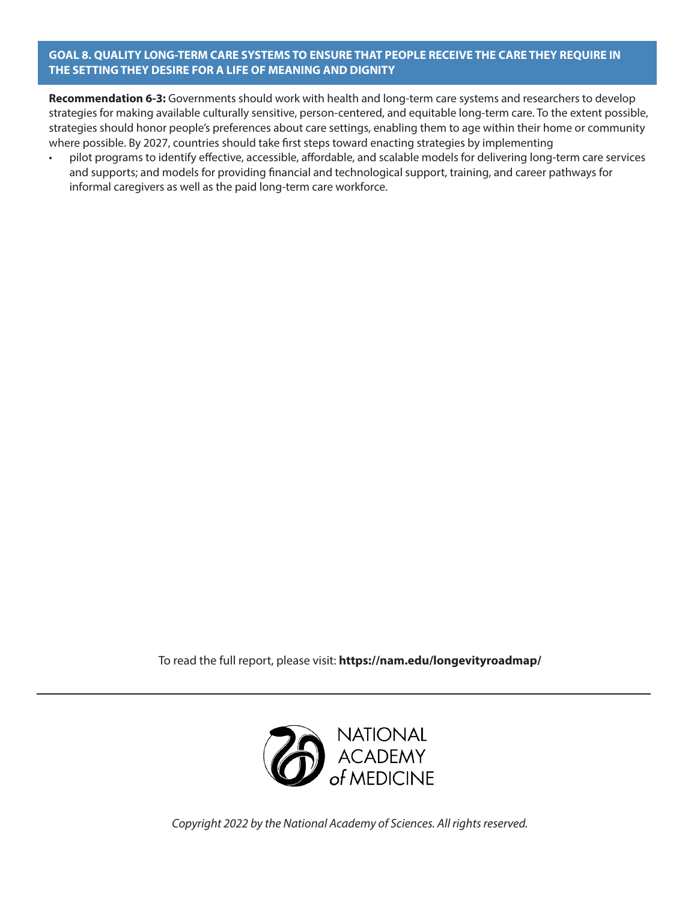## GOAL 8. QUALITY LONG-TERM CARE SYSTEMS TO ENSURE THAT PEOPLE RECEIVE THE CARE THEY REQUIRE IN THE SETTING THEY DESIRE FOR A LIFE OF MEANING AND DIGNITY

**Recommendation 6-3:** Governments should work with health and long-term care systems and researchers to develop strategies for making available culturally sensitive, person-centered, and equitable long-term care. To the extent possible, strategies should honor people's preferences about care settings, enabling them to age within their home or community where possible. By 2027, countries should take first steps toward enacting strategies by implementing

- pilot programs to identify effective, accessible, affordable, and scalable models for delivering long-term care services and supports; and models for providing financial and technological support, training, and career pathways for informal caregivers as well as the paid long-term care workforce.

To read the full report, please visit: **https://nam.edu/longevityroadmap/**

NATIONAL ACADEMY *of* MEDICINE

*Copyright 2022 by the National Academy of Sciences. All rights reserved.*